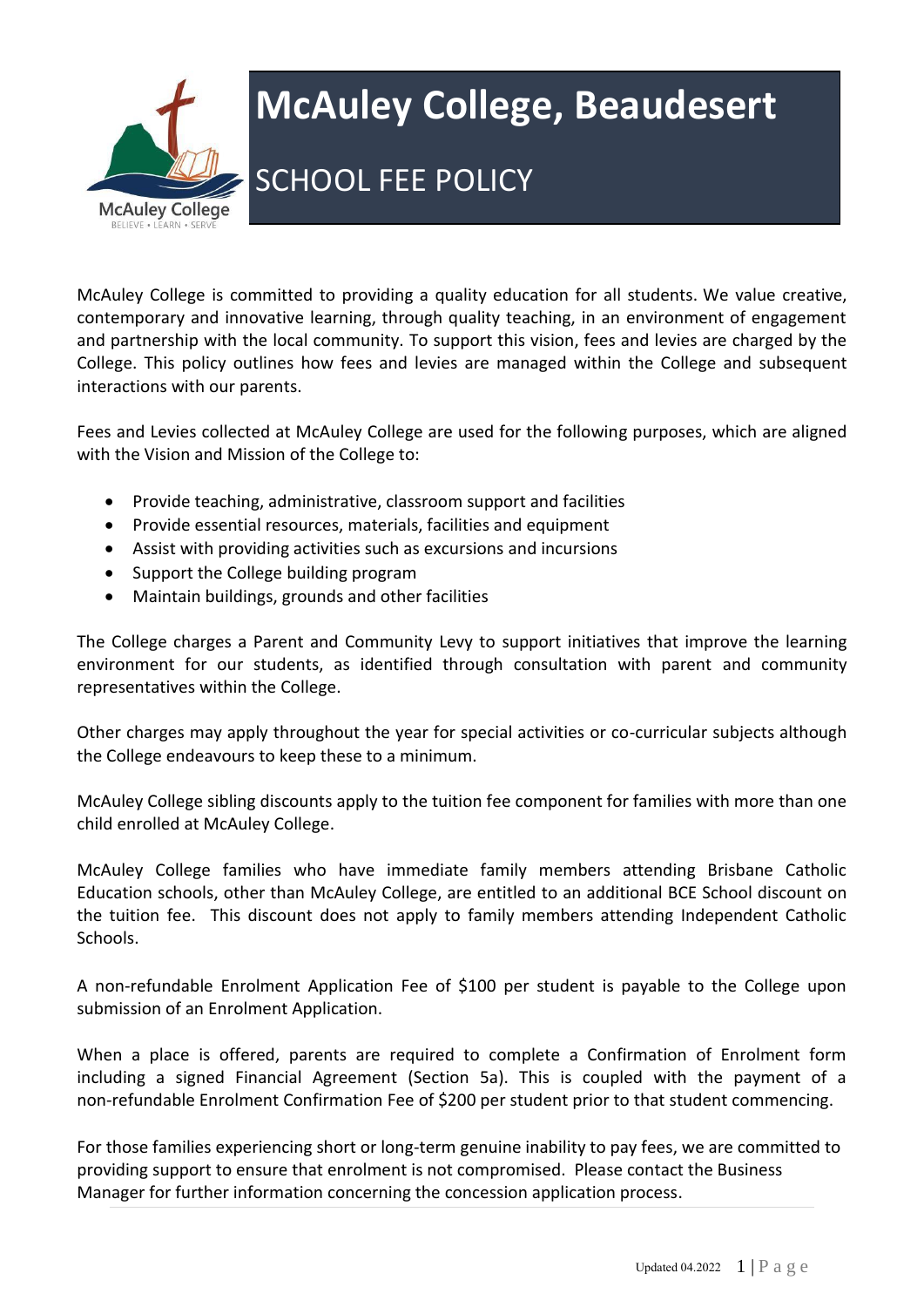# McAuley College, Beaudesert

## SCHOOL FEE POLICY

McAuley College is committed to providing a quality education for all students. We value creative, contemporary and innovative learning, through quality teaching, in an environment of engagement and partnership with the local community. To support this vision, fees and levies are charged by the College. This policy outlines how fees and levies are managed within the College and subsequent interactions with our parents.

Fees and Levies collected at McAuley College are used for the following purposes, which are aligned with the Vision and Mission of the College to:

- Provide teaching, administrative, classroom support and facilities
- Provide essential resources, materials, facilities and equipment
- Assist with providing activities such as excursions and incursions
- Support the College building program
- Maintain buildings, grounds and other facilities

The College charges a Parent and Community Levy to support initiatives that improve the learning environment for our students, as identified through consultation with parent and community representatives within the College.

Other charges may apply throughout the year for special activities or co-curricular subjects although the College endeavours to keep these to a minimum.

McAuley College sibling discounts apply to the tuition fee component for families with more than one child enrolled at McAuley College.

McAuley College families who have immediate family members attending Brisbane Catholic Education schools, other than McAuley College, are entitled to an additional BCE School discount on the tuition fee. This discount does not apply to family members attending Independent Catholic Schools.

A non-refundable Enrolment Application Fee of $100 per student is payable to the College upon submission of an Enrolment Application.

When a place is offered, parents are required to complete a Confirmation of Enrolment form including a signed Financial Agreement (Section 5a). This is coupled with the payment of a non-refundable Enrolment Confirmation Fee of $200 per student prior to that student commencing.

For those families experiencing short or long-term genuine inability to pay fees, we are committed to providing support to ensure that enrolment is not compromised. Please contact the Business Manager for further information concerning the concession application process.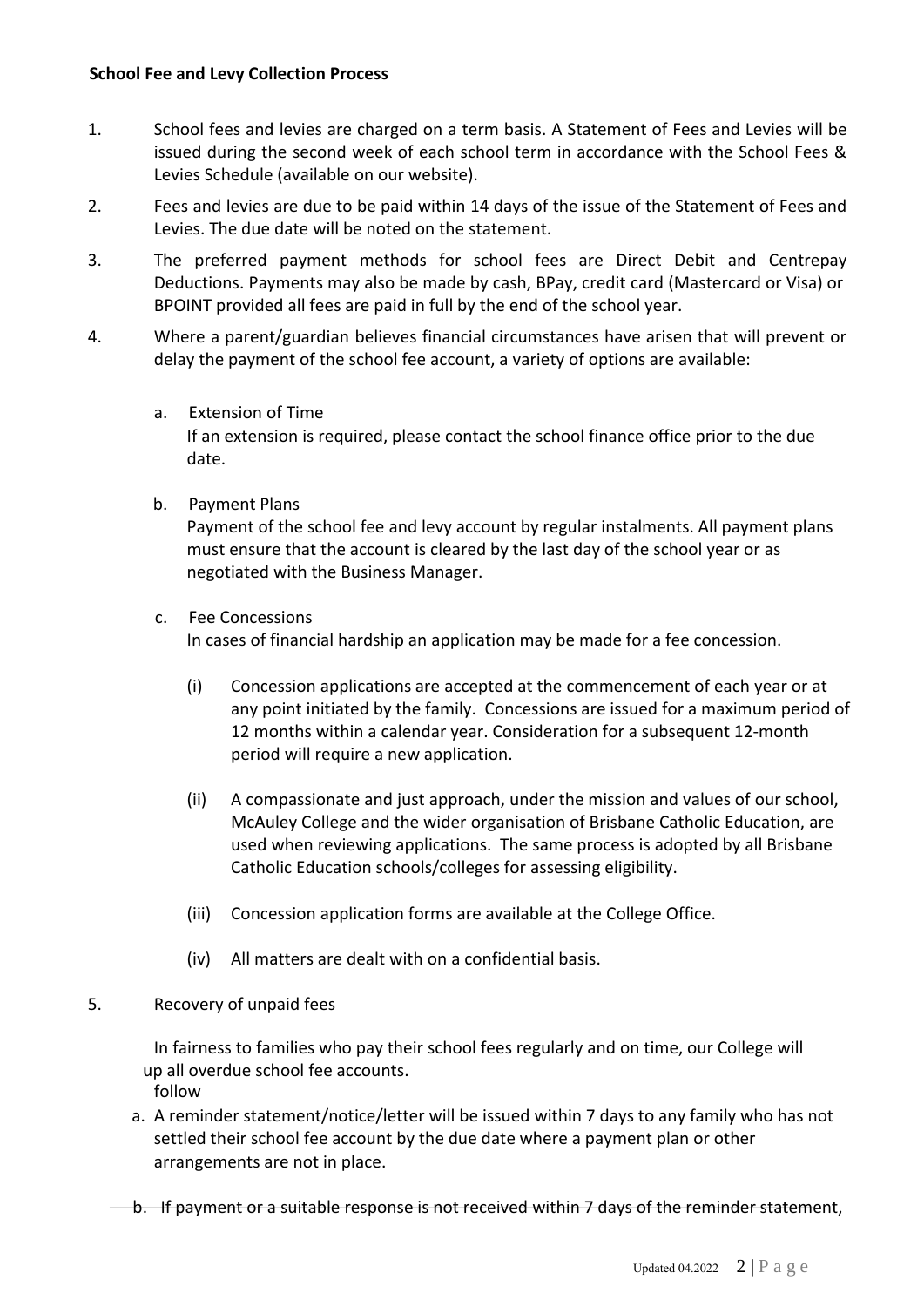**School Fee and Levy Collection Process**

1. School fees and levies are charged on a term basis. A Statement of Fees and Levies will be issued during the second week of each school term in accordance with the School Fees & Levies Schedule (available on our website).

2. Fees and levies are due to be paid within 14 days of the issue of the Statement of Fees and Levies. The due date will be noted on the statement.

3. The preferred payment methods for school fees are Direct Debit and Centrepay Deductions. Payments may also be made by cash, BPay, credit card (Mastercard or Visa) or BPOINT provided all fees are paid in full by the end of the school year.

4. Where a parent/guardian believes financial circumstances have arisen that will prevent or delay the payment of the school fee account, a variety of options are available:

   a. Extension of Time
      If an extension is required, please contact the school finance office prior to the due date.

   b. Payment Plans
      Payment of the school fee and levy account by regular instalments. All payment plans must ensure that the account is cleared by the last day of the school year or as negotiated with the Business Manager.

   c. Fee Concessions
      In cases of financial hardship an application may be made for a fee concession.

      (i) Concession applications are accepted at the commencement of each year or at any point initiated by the family. Concessions are issued for a maximum period of 12 months within a calendar year. Consideration for a subsequent 12-month period will require a new application.

      (ii) A compassionate and just approach, under the mission and values of our school, McAuley College and the wider organisation of Brisbane Catholic Education, are used when reviewing applications. The same process is adopted by all Brisbane Catholic Education schools/colleges for assessing eligibility.

      (iii) Concession application forms are available at the College Office.

      (iv) All matters are dealt with on a confidential basis.

5. Recovery of unpaid fees

   In fairness to families who pay their school fees regularly and on time, our College will follow up all overdue school fee accounts.

   a. A reminder statement/notice/letter will be issued within 7 days to any family who has not settled their school fee account by the due date where a payment plan or other arrangements are not in place.

   b. If payment or a suitable response is not received within 7 days of the reminder statement,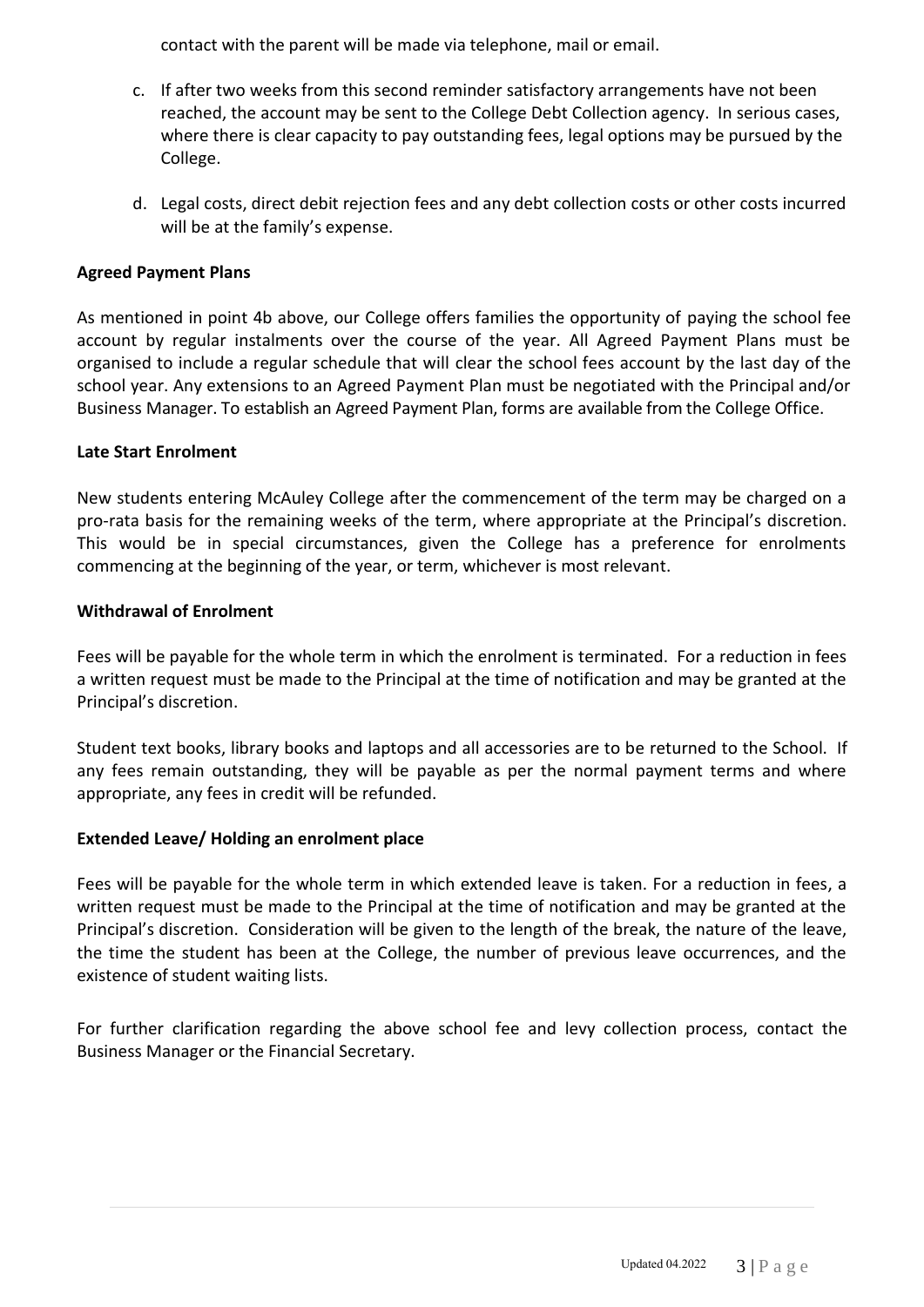contact with the parent will be made via telephone, mail or email.

c. If after two weeks from this second reminder satisfactory arrangements have not been reached, the account may be sent to the College Debt Collection agency. In serious cases, where there is clear capacity to pay outstanding fees, legal options may be pursued by the College.

d. Legal costs, direct debit rejection fees and any debt collection costs or other costs incurred will be at the family's expense.

**Agreed Payment Plans**

As mentioned in point 4b above, our College offers families the opportunity of paying the school fee account by regular instalments over the course of the year. All Agreed Payment Plans must be organised to include a regular schedule that will clear the school fees account by the last day of the school year. Any extensions to an Agreed Payment Plan must be negotiated with the Principal and/or Business Manager. To establish an Agreed Payment Plan, forms are available from the College Office.

**Late Start Enrolment**

New students entering McAuley College after the commencement of the term may be charged on a pro-rata basis for the remaining weeks of the term, where appropriate at the Principal's discretion. This would be in special circumstances, given the College has a preference for enrolments commencing at the beginning of the year, or term, whichever is most relevant.

**Withdrawal of Enrolment**

Fees will be payable for the whole term in which the enrolment is terminated. For a reduction in fees a written request must be made to the Principal at the time of notification and may be granted at the Principal's discretion.

Student text books, library books and laptops and all accessories are to be returned to the School. If any fees remain outstanding, they will be payable as per the normal payment terms and where appropriate, any fees in credit will be refunded.

**Extended Leave/ Holding an enrolment place**

Fees will be payable for the whole term in which extended leave is taken. For a reduction in fees, a written request must be made to the Principal at the time of notification and may be granted at the Principal's discretion. Consideration will be given to the length of the break, the nature of the leave, the time the student has been at the College, the number of previous leave occurrences, and the existence of student waiting lists.

For further clarification regarding the above school fee and levy collection process, contact the Business Manager or the Financial Secretary.

Updated 04.2022